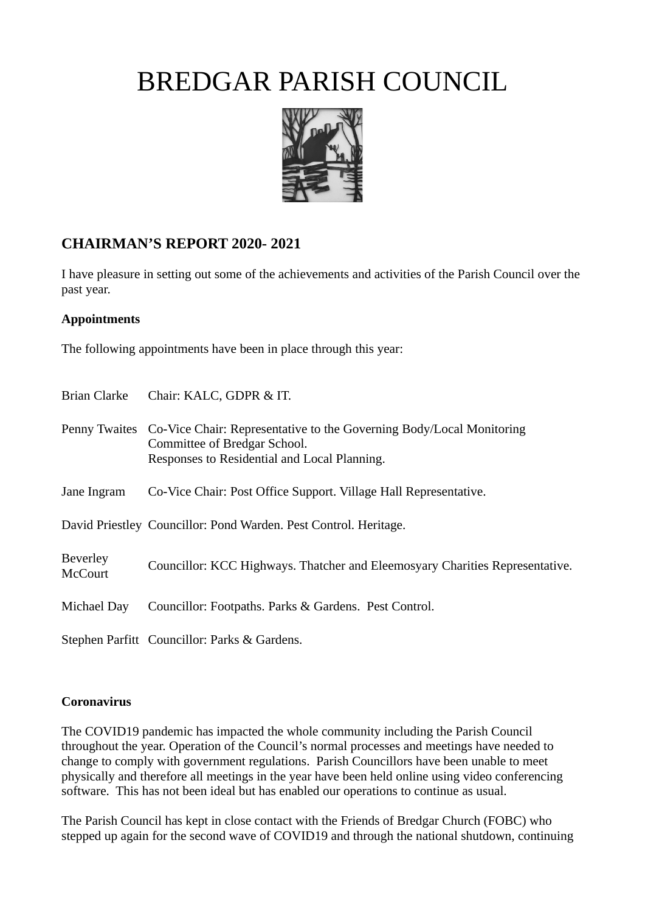# BREDGAR PARISH COUNCIL

## CHAIRMAN'S REPORT 2020- 2021

I have pleasure in setting out some of the achievements and activities of the Parish Council over the past year.

**Appointments**

The following appointments have been in place through this year:

| | |
|---|---|
| Brian Clarke | Chair: KALC, GDPR & IT. |
| Penny Twaites | Co-Vice Chair: Representative to the Governing Body/Local Monitoring Committee of Bredgar School. Responses to Residential and Local Planning. |
| Jane Ingram | Co-Vice Chair: Post Office Support. Village Hall Representative. |
| David Priestley | Councillor: Pond Warden. Pest Control. Heritage. |
| Beverley McCourt | Councillor: KCC Highways. Thatcher and Eleemosyary Charities Representative. |
| Michael Day | Councillor: Footpaths. Parks & Gardens. Pest Control. |
| Stephen Parfitt | Councillor: Parks & Gardens. |

**Coronavirus**

The COVID19 pandemic has impacted the whole community including the Parish Council throughout the year. Operation of the Council's normal processes and meetings have needed to change to comply with government regulations. Parish Councillors have been unable to meet physically and therefore all meetings in the year have been held online using video conferencing software. This has not been ideal but has enabled our operations to continue as usual.

The Parish Council has kept in close contact with the Friends of Bredgar Church (FOBC) who stepped up again for the second wave of COVID19 and through the national shutdown, continuing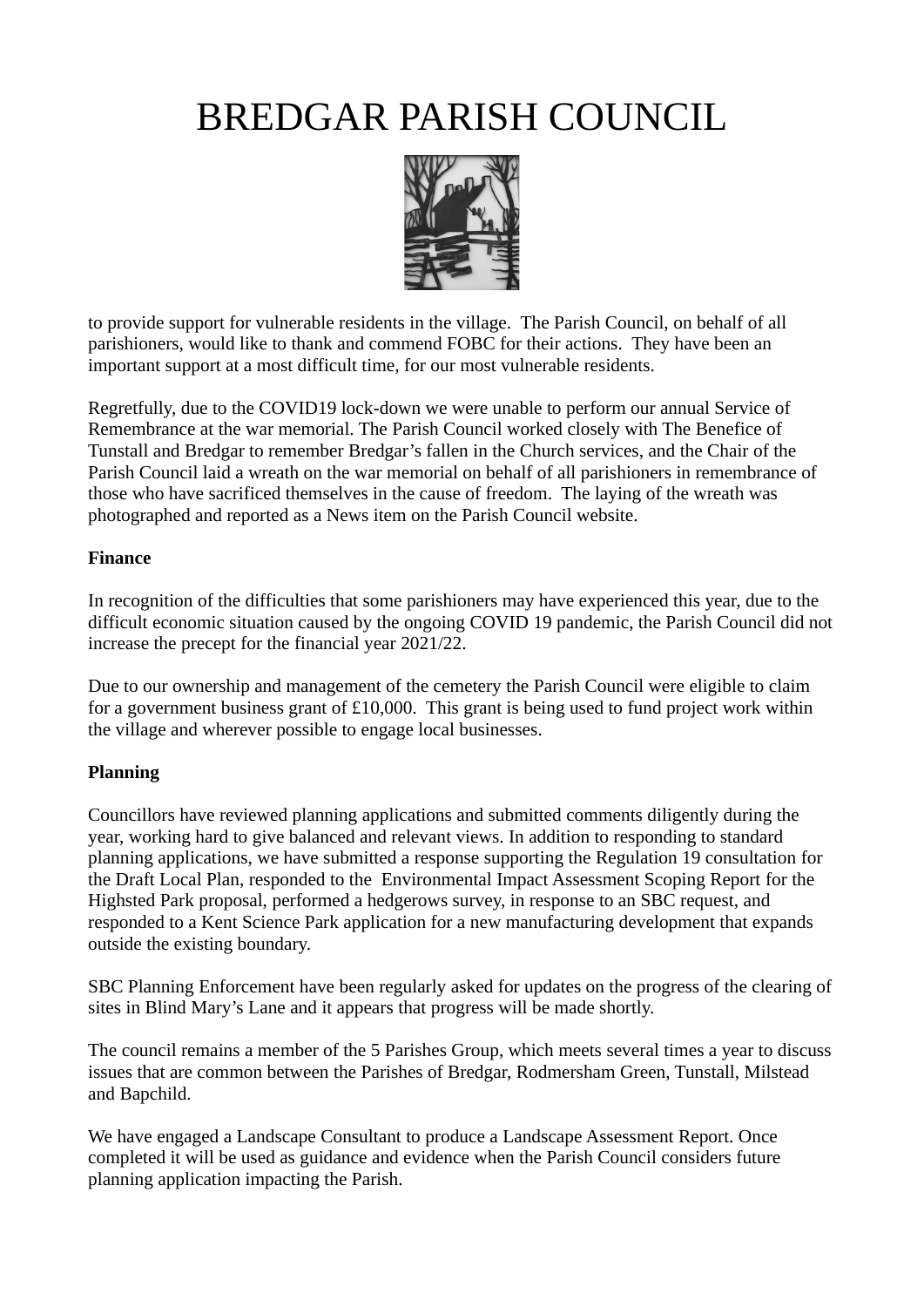# BREDGAR PARISH COUNCIL

to provide support for vulnerable residents in the village. The Parish Council, on behalf of all parishioners, would like to thank and commend FOBC for their actions. They have been an important support at a most difficult time, for our most vulnerable residents.

Regretfully, due to the COVID19 lock-down we were unable to perform our annual Service of Remembrance at the war memorial. The Parish Council worked closely with The Benefice of Tunstall and Bredgar to remember Bredgar's fallen in the Church services, and the Chair of the Parish Council laid a wreath on the war memorial on behalf of all parishioners in remembrance of those who have sacrificed themselves in the cause of freedom. The laying of the wreath was photographed and reported as a News item on the Parish Council website.

**Finance**

In recognition of the difficulties that some parishioners may have experienced this year, due to the difficult economic situation caused by the ongoing COVID 19 pandemic, the Parish Council did not increase the precept for the financial year 2021/22.

Due to our ownership and management of the cemetery the Parish Council were eligible to claim for a government business grant of £10,000. This grant is being used to fund project work within the village and wherever possible to engage local businesses.

**Planning**

Councillors have reviewed planning applications and submitted comments diligently during the year, working hard to give balanced and relevant views. In addition to responding to standard planning applications, we have submitted a response supporting the Regulation 19 consultation for the Draft Local Plan, responded to the Environmental Impact Assessment Scoping Report for the Highsted Park proposal, performed a hedgerows survey, in response to an SBC request, and responded to a Kent Science Park application for a new manufacturing development that expands outside the existing boundary.

SBC Planning Enforcement have been regularly asked for updates on the progress of the clearing of sites in Blind Mary's Lane and it appears that progress will be made shortly.

The council remains a member of the 5 Parishes Group, which meets several times a year to discuss issues that are common between the Parishes of Bredgar, Rodmersham Green, Tunstall, Milstead and Bapchild.

We have engaged a Landscape Consultant to produce a Landscape Assessment Report. Once completed it will be used as guidance and evidence when the Parish Council considers future planning application impacting the Parish.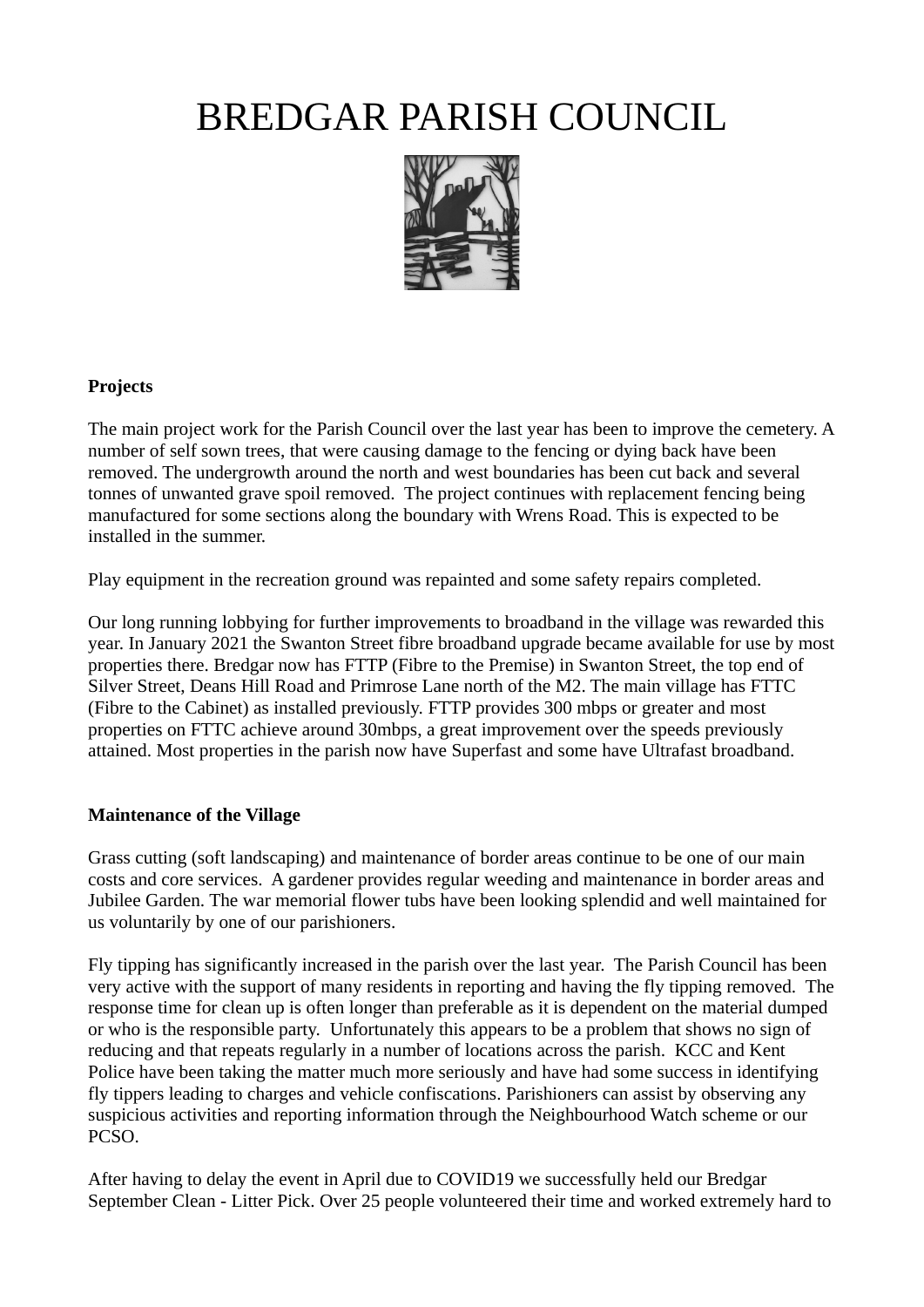# BREDGAR PARISH COUNCIL

**Projects**

The main project work for the Parish Council over the last year has been to improve the cemetery. A number of self sown trees, that were causing damage to the fencing or dying back have been removed. The undergrowth around the north and west boundaries has been cut back and several tonnes of unwanted grave spoil removed. The project continues with replacement fencing being manufactured for some sections along the boundary with Wrens Road. This is expected to be installed in the summer.

Play equipment in the recreation ground was repainted and some safety repairs completed.

Our long running lobbying for further improvements to broadband in the village was rewarded this year. In January 2021 the Swanton Street fibre broadband upgrade became available for use by most properties there. Bredgar now has FTTP (Fibre to the Premise) in Swanton Street, the top end of Silver Street, Deans Hill Road and Primrose Lane north of the M2. The main village has FTTC (Fibre to the Cabinet) as installed previously. FTTP provides 300 mbps or greater and most properties on FTTC achieve around 30mbps, a great improvement over the speeds previously attained. Most properties in the parish now have Superfast and some have Ultrafast broadband.

**Maintenance of the Village**

Grass cutting (soft landscaping) and maintenance of border areas continue to be one of our main costs and core services. A gardener provides regular weeding and maintenance in border areas and Jubilee Garden. The war memorial flower tubs have been looking splendid and well maintained for us voluntarily by one of our parishioners.

Fly tipping has significantly increased in the parish over the last year. The Parish Council has been very active with the support of many residents in reporting and having the fly tipping removed. The response time for clean up is often longer than preferable as it is dependent on the material dumped or who is the responsible party. Unfortunately this appears to be a problem that shows no sign of reducing and that repeats regularly in a number of locations across the parish. KCC and Kent Police have been taking the matter much more seriously and have had some success in identifying fly tippers leading to charges and vehicle confiscations. Parishioners can assist by observing any suspicious activities and reporting information through the Neighbourhood Watch scheme or our PCSO.

After having to delay the event in April due to COVID19 we successfully held our Bredgar September Clean - Litter Pick. Over 25 people volunteered their time and worked extremely hard to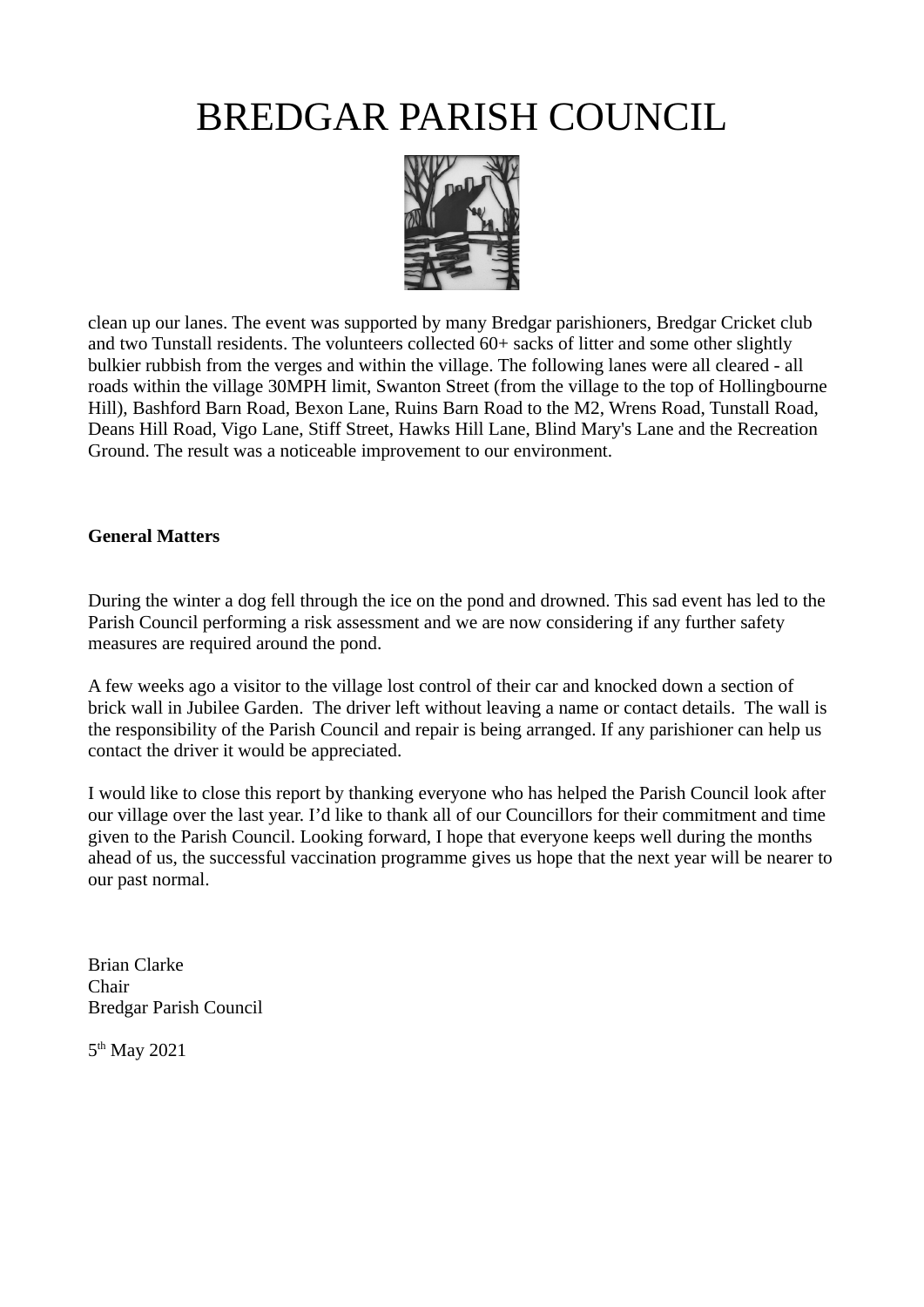# BREDGAR PARISH COUNCIL

clean up our lanes. The event was supported by many Bredgar parishioners, Bredgar Cricket club and two Tunstall residents. The volunteers collected 60+ sacks of litter and some other slightly bulkier rubbish from the verges and within the village. The following lanes were all cleared - all roads within the village 30MPH limit, Swanton Street (from the village to the top of Hollingbourne Hill), Bashford Barn Road, Bexon Lane, Ruins Barn Road to the M2, Wrens Road, Tunstall Road, Deans Hill Road, Vigo Lane, Stiff Street, Hawks Hill Lane, Blind Mary's Lane and the Recreation Ground. The result was a noticeable improvement to our environment.

**General Matters**

During the winter a dog fell through the ice on the pond and drowned. This sad event has led to the Parish Council performing a risk assessment and we are now considering if any further safety measures are required around the pond.

A few weeks ago a visitor to the village lost control of their car and knocked down a section of brick wall in Jubilee Garden. The driver left without leaving a name or contact details. The wall is the responsibility of the Parish Council and repair is being arranged. If any parishioner can help us contact the driver it would be appreciated.

I would like to close this report by thanking everyone who has helped the Parish Council look after our village over the last year. I'd like to thank all of our Councillors for their commitment and time given to the Parish Council. Looking forward, I hope that everyone keeps well during the months ahead of us, the successful vaccination programme gives us hope that the next year will be nearer to our past normal.

Brian Clarke
Chair
Bredgar Parish Council

5th May 2021